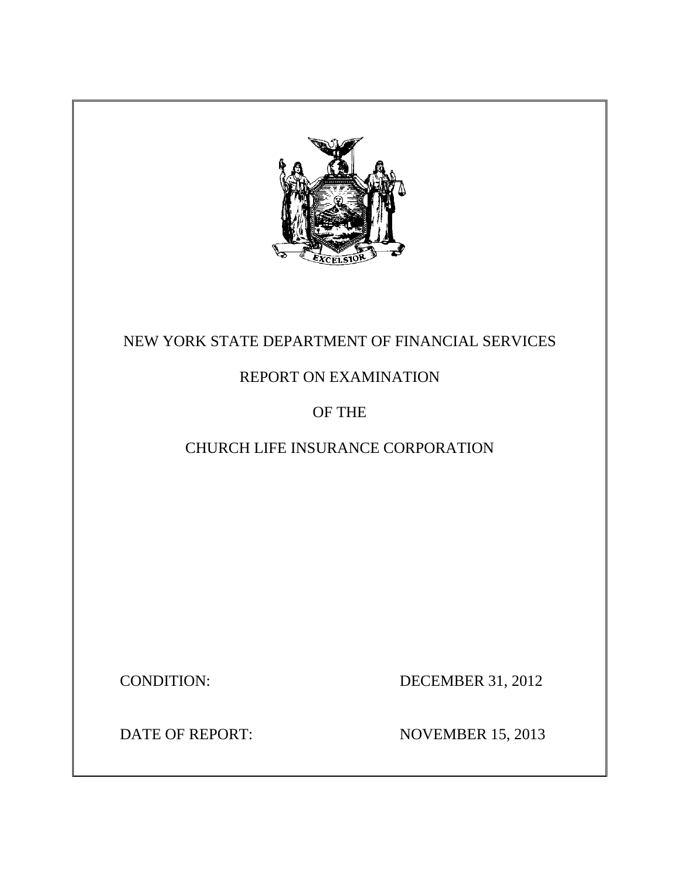NEW YORK STATE DEPARTMENT OF FINANCIAL SERVICES

REPORT ON EXAMINATION

OF THE

CHURCH LIFE INSURANCE CORPORATION

CONDITION: DECEMBER 31, 2012

DATE OF REPORT: NOVEMBER 15, 2013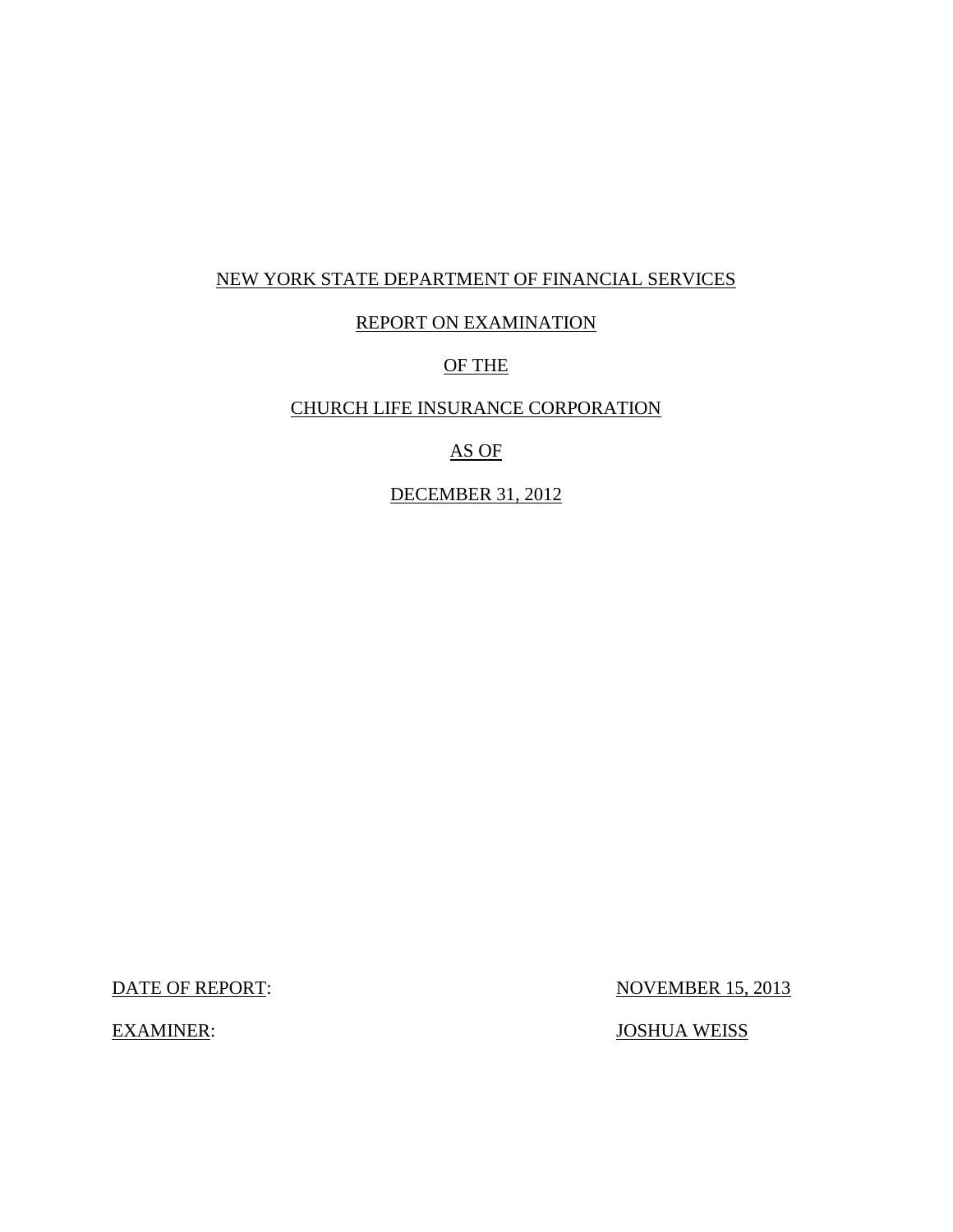NEW YORK STATE DEPARTMENT OF FINANCIAL SERVICES

REPORT ON EXAMINATION

OF THE

CHURCH LIFE INSURANCE CORPORATION

AS OF

DECEMBER 31, 2012

DATE OF REPORT: NOVEMBER 15, 2013

EXAMINER: JOSHUA WEISS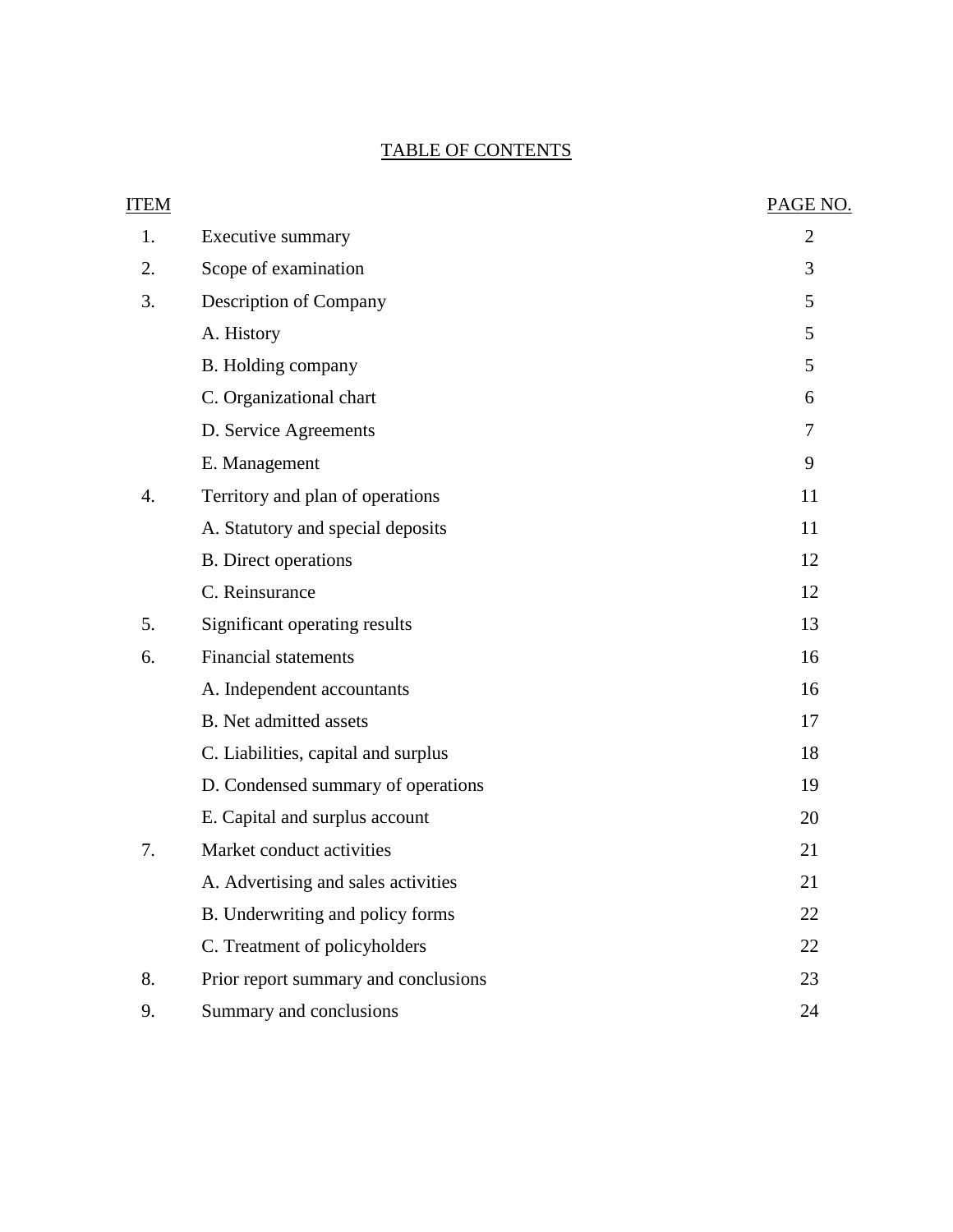# TABLE OF CONTENTS

| ITEM | | PAGE NO. |
|---|---|---|
| 1. | Executive summary | 2 |
| 2. | Scope of examination | 3 |
| 3. | Description of Company | 5 |
| | A. History | 5 |
| | B. Holding company | 5 |
| | C. Organizational chart | 6 |
| | D. Service Agreements | 7 |
| | E. Management | 9 |
| 4. | Territory and plan of operations | 11 |
| | A. Statutory and special deposits | 11 |
| | B. Direct operations | 12 |
| | C. Reinsurance | 12 |
| 5. | Significant operating results | 13 |
| 6. | Financial statements | 16 |
| | A. Independent accountants | 16 |
| | B. Net admitted assets | 17 |
| | C. Liabilities, capital and surplus | 18 |
| | D. Condensed summary of operations | 19 |
| | E. Capital and surplus account | 20 |
| 7. | Market conduct activities | 21 |
| | A. Advertising and sales activities | 21 |
| | B. Underwriting and policy forms | 22 |
| | C. Treatment of policyholders | 22 |
| 8. | Prior report summary and conclusions | 23 |
| 9. | Summary and conclusions | 24 |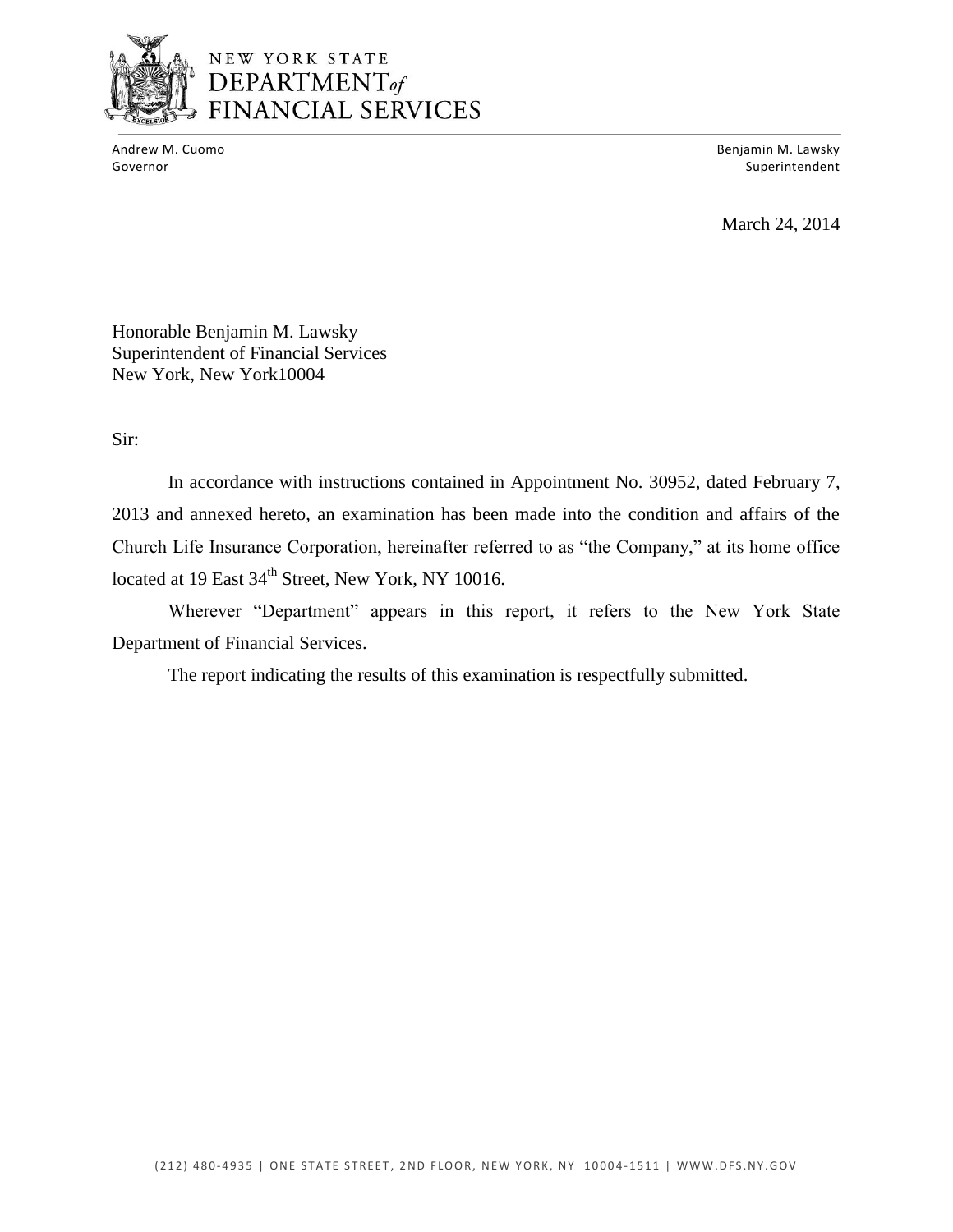NEW YORK STATE
DEPARTMENT *of*
FINANCIAL SERVICES

Andrew M. Cuomo
Governor

Benjamin M. Lawsky
Superintendent

March 24, 2014

Honorable Benjamin M. Lawsky
Superintendent of Financial Services
New York, New York10004

Sir:

In accordance with instructions contained in Appointment No. 30952, dated February 7, 2013 and annexed hereto, an examination has been made into the condition and affairs of the Church Life Insurance Corporation, hereinafter referred to as "the Company," at its home office located at 19 East 34th Street, New York, NY 10016.

Wherever "Department" appears in this report, it refers to the New York State Department of Financial Services.

The report indicating the results of this examination is respectfully submitted.

(212) 480-4935 | ONE STATE STREET, 2ND FLOOR, NEW YORK, NY 10004-1511 | WWW.DFS.NY.GOV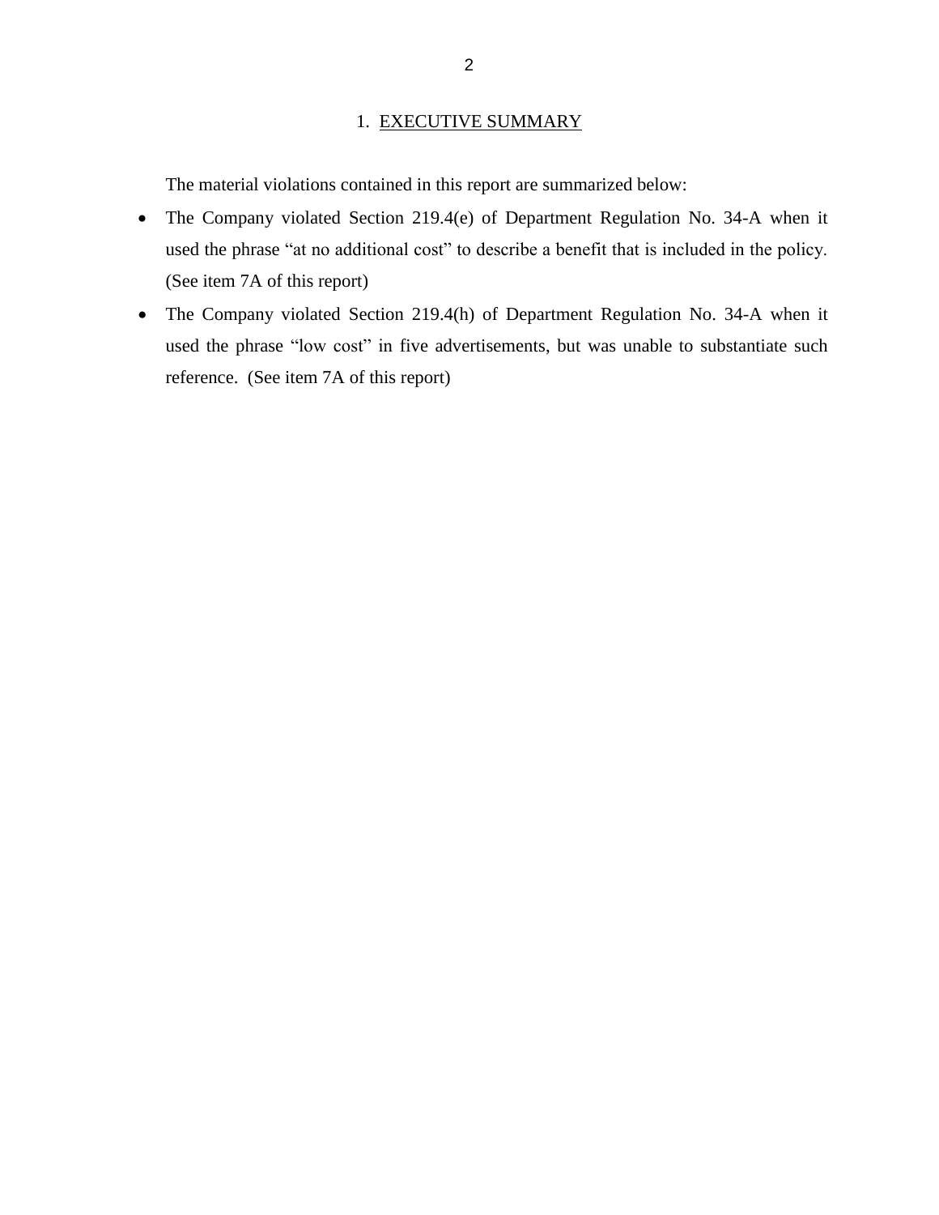## 1. EXECUTIVE SUMMARY

The material violations contained in this report are summarized below:

- The Company violated Section 219.4(e) of Department Regulation No. 34-A when it used the phrase "at no additional cost" to describe a benefit that is included in the policy. (See item 7A of this report)
- The Company violated Section 219.4(h) of Department Regulation No. 34-A when it used the phrase "low cost" in five advertisements, but was unable to substantiate such reference. (See item 7A of this report)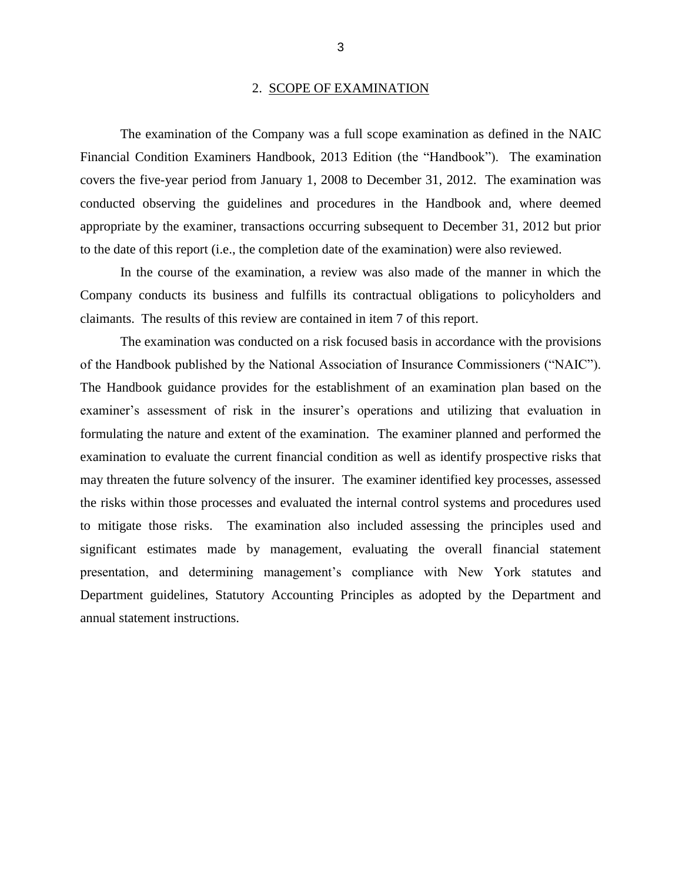## 2. SCOPE OF EXAMINATION

The examination of the Company was a full scope examination as defined in the NAIC Financial Condition Examiners Handbook, 2013 Edition (the "Handbook"). The examination covers the five-year period from January 1, 2008 to December 31, 2012. The examination was conducted observing the guidelines and procedures in the Handbook and, where deemed appropriate by the examiner, transactions occurring subsequent to December 31, 2012 but prior to the date of this report (i.e., the completion date of the examination) were also reviewed.

In the course of the examination, a review was also made of the manner in which the Company conducts its business and fulfills its contractual obligations to policyholders and claimants. The results of this review are contained in item 7 of this report.

The examination was conducted on a risk focused basis in accordance with the provisions of the Handbook published by the National Association of Insurance Commissioners ("NAIC"). The Handbook guidance provides for the establishment of an examination plan based on the examiner's assessment of risk in the insurer's operations and utilizing that evaluation in formulating the nature and extent of the examination. The examiner planned and performed the examination to evaluate the current financial condition as well as identify prospective risks that may threaten the future solvency of the insurer. The examiner identified key processes, assessed the risks within those processes and evaluated the internal control systems and procedures used to mitigate those risks. The examination also included assessing the principles used and significant estimates made by management, evaluating the overall financial statement presentation, and determining management's compliance with New York statutes and Department guidelines, Statutory Accounting Principles as adopted by the Department and annual statement instructions.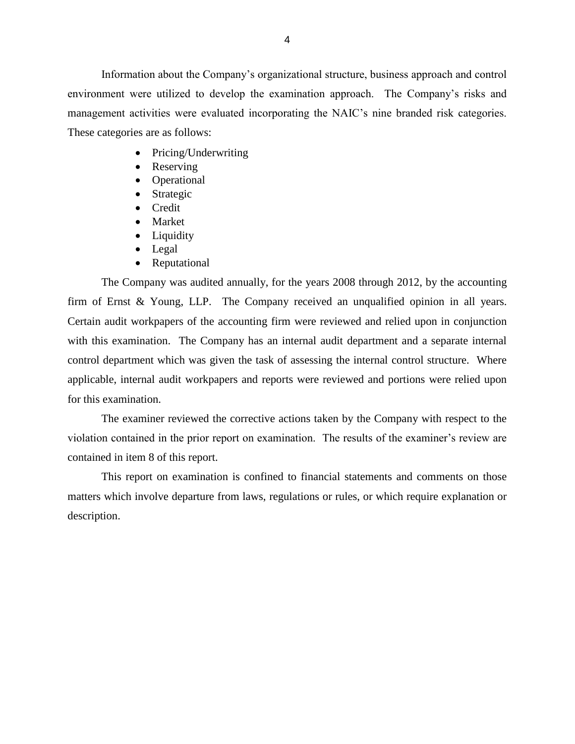Information about the Company's organizational structure, business approach and control environment were utilized to develop the examination approach. The Company's risks and management activities were evaluated incorporating the NAIC's nine branded risk categories. These categories are as follows:

- Pricing/Underwriting
- Reserving
- Operational
- Strategic
- Credit
- Market
- Liquidity
- Legal
- Reputational

The Company was audited annually, for the years 2008 through 2012, by the accounting firm of Ernst & Young, LLP. The Company received an unqualified opinion in all years. Certain audit workpapers of the accounting firm were reviewed and relied upon in conjunction with this examination. The Company has an internal audit department and a separate internal control department which was given the task of assessing the internal control structure. Where applicable, internal audit workpapers and reports were reviewed and portions were relied upon for this examination.

The examiner reviewed the corrective actions taken by the Company with respect to the violation contained in the prior report on examination. The results of the examiner's review are contained in item 8 of this report.

This report on examination is confined to financial statements and comments on those matters which involve departure from laws, regulations or rules, or which require explanation or description.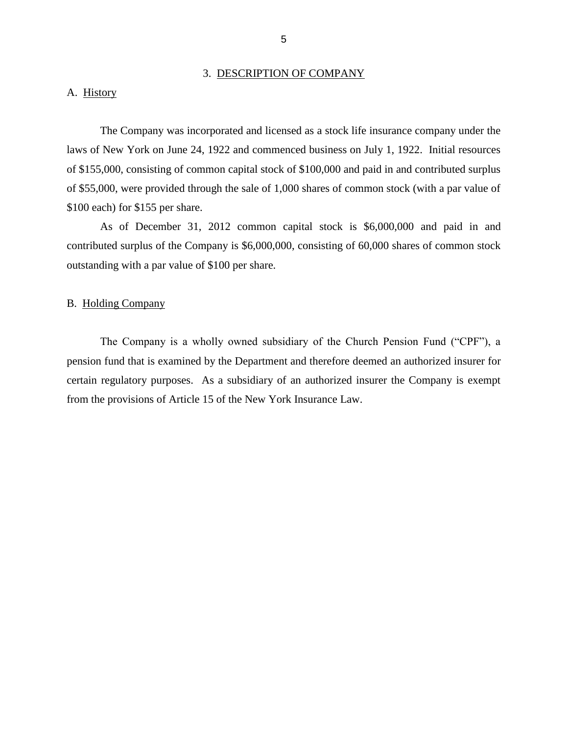## 3. DESCRIPTION OF COMPANY

### A. History

The Company was incorporated and licensed as a stock life insurance company under the laws of New York on June 24, 1922 and commenced business on July 1, 1922. Initial resources of $155,000, consisting of common capital stock of $100,000 and paid in and contributed surplus of $55,000, were provided through the sale of 1,000 shares of common stock (with a par value of $100 each) for $155 per share.

As of December 31, 2012 common capital stock is $6,000,000 and paid in and contributed surplus of the Company is $6,000,000, consisting of 60,000 shares of common stock outstanding with a par value of $100 per share.

### B. Holding Company

The Company is a wholly owned subsidiary of the Church Pension Fund ("CPF"), a pension fund that is examined by the Department and therefore deemed an authorized insurer for certain regulatory purposes. As a subsidiary of an authorized insurer the Company is exempt from the provisions of Article 15 of the New York Insurance Law.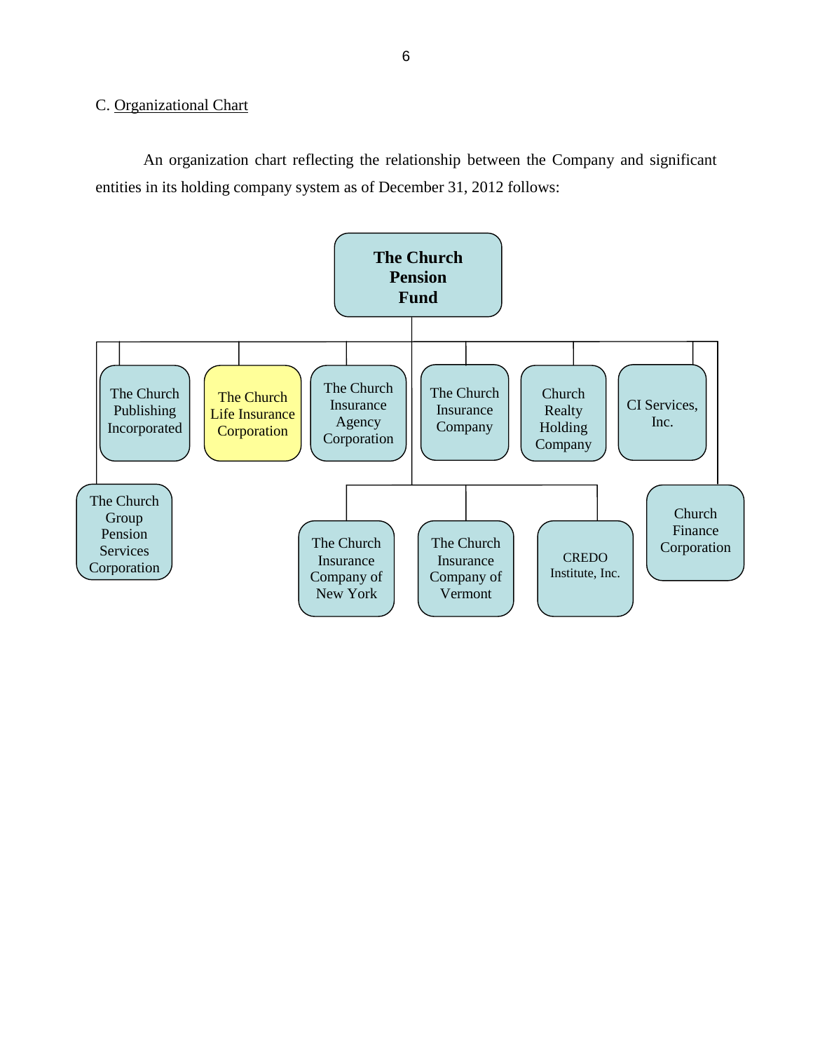C. Organizational Chart

An organization chart reflecting the relationship between the Company and significant entities in its holding company system as of December 31, 2012 follows:

**The Church Pension Fund**

- The Church Publishing Incorporated
- The Church Life Insurance Corporation
- The Church Insurance Agency Corporation
- The Church Insurance Company
  - The Church Insurance Company of New York
  - The Church Insurance Company of Vermont
  - CREDO Institute, Inc.
- Church Realty Holding Company
- CI Services, Inc.
- The Church Group Pension Services Corporation
- Church Finance Corporation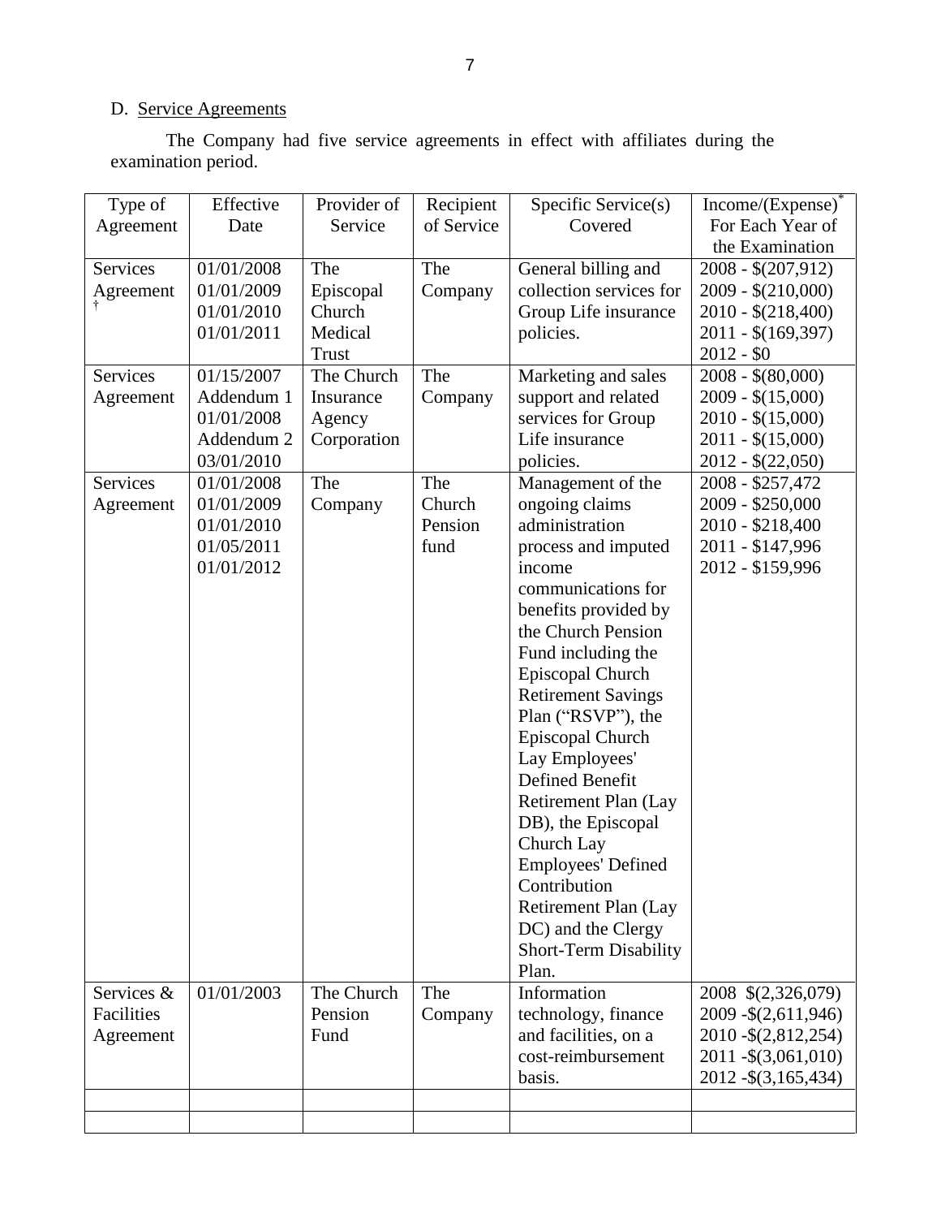D. Service Agreements

The Company had five service agreements in effect with affiliates during the examination period.

| Type of Agreement | Effective Date | Provider of Service | Recipient of Service | Specific Service(s) Covered | Income/(Expense)* For Each Year of the Examination |
|---|---|---|---|---|---|
| Services Agreement † | 01/01/2008<br>01/01/2009<br>01/01/2010<br>01/01/2011 | The Episcopal Church Medical Trust | The Company | General billing and collection services for Group Life insurance policies. | 2008 - $(207,912)<br>2009 - $(210,000)<br>2010 - $(218,400)<br>2011 - $(169,397)<br>2012 - $0 |
| Services Agreement | 01/15/2007<br>Addendum 1<br>01/01/2008<br>Addendum 2<br>03/01/2010 | The Church Insurance Agency Corporation | The Company | Marketing and sales support and related services for Group Life insurance policies. | 2008 - $(80,000)<br>2009 - $(15,000)<br>2010 - $(15,000)<br>2011 - $(15,000)<br>2012 - $(22,050) |
| Services Agreement | 01/01/2008<br>01/01/2009<br>01/01/2010<br>01/05/2011<br>01/01/2012 | The Company | The Church Pension fund | Management of the ongoing claims administration process and imputed income communications for benefits provided by the Church Pension Fund including the Episcopal Church Retirement Savings Plan ("RSVP"), the Episcopal Church Lay Employees' Defined Benefit Retirement Plan (Lay DB), the Episcopal Church Lay Employees' Defined Contribution Retirement Plan (Lay DC) and the Clergy Short-Term Disability Plan. | 2008 - $257,472<br>2009 - $250,000<br>2010 - $218,400<br>2011 - $147,996<br>2012 - $159,996 |
| Services & Facilities Agreement | 01/01/2003 | The Church Pension Fund | The Company | Information technology, finance and facilities, on a cost-reimbursement basis. | 2008 $(2,326,079)<br>2009 -$(2,611,946)<br>2010 -$(2,812,254)<br>2011 -$(3,061,010)<br>2012 -$(3,165,434) |
| | | | | | |
| | | | | | |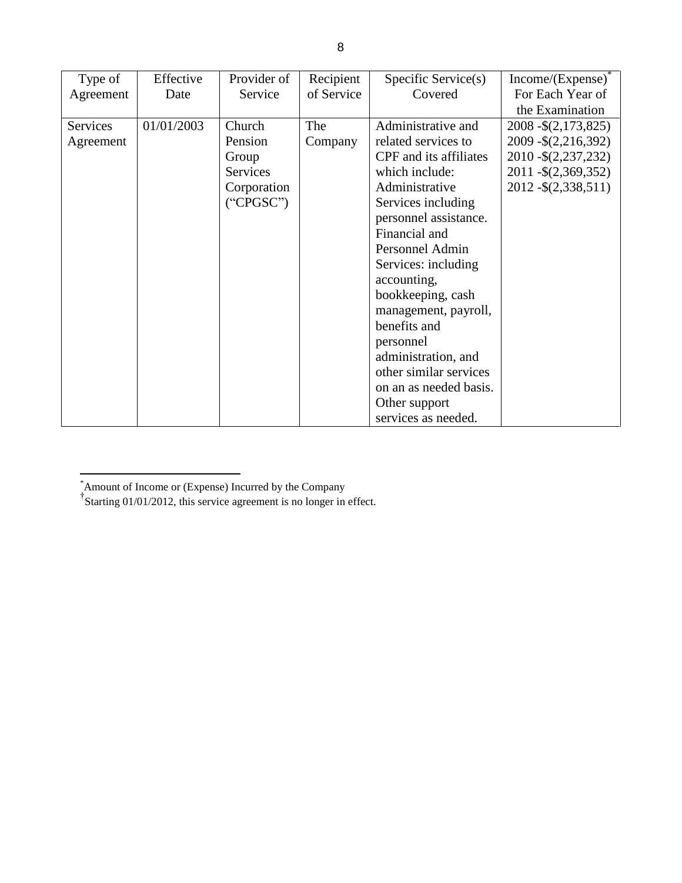| Type of Agreement | Effective Date | Provider of Service | Recipient of Service | Specific Service(s) Covered | Income/(Expense)* For Each Year of the Examination |
|---|---|---|---|---|---|
| Services Agreement | 01/01/2003 | Church Pension Group Services Corporation ("CPGSC") | The Company | Administrative and related services to CPF and its affiliates which include: Administrative Services including personnel assistance. Financial and Personnel Admin Services: including accounting, bookkeeping, cash management, payroll, benefits and personnel administration, and other similar services on an as needed basis. Other support services as needed. | 2008 -$(2,173,825)<br>2009 -$(2,216,392)<br>2010 -$(2,237,232)<br>2011 -$(2,369,352)<br>2012 -$(2,338,511) |

*Amount of Income or (Expense) Incurred by the Company

†Starting 01/01/2012, this service agreement is no longer in effect.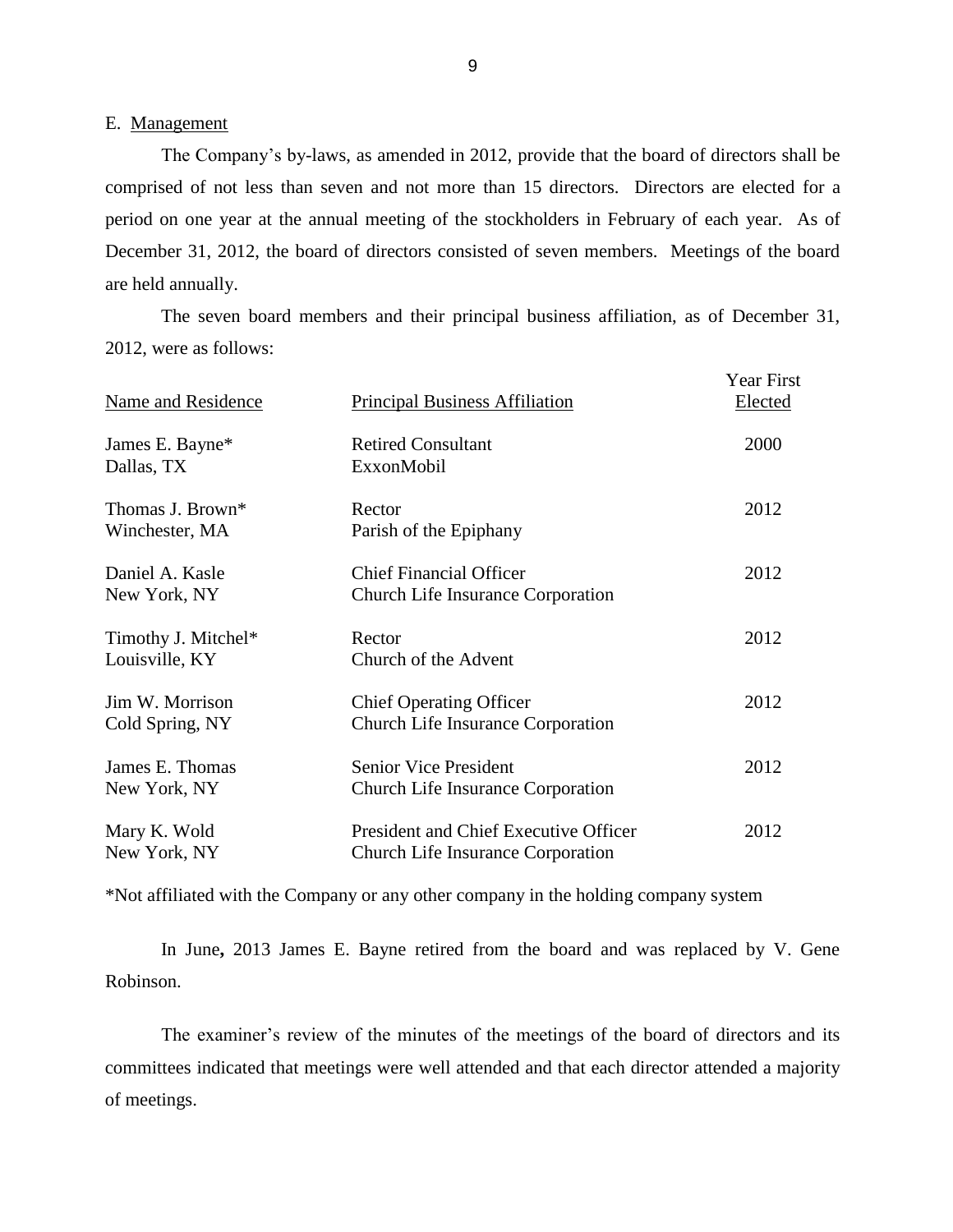E. Management

The Company's by-laws, as amended in 2012, provide that the board of directors shall be comprised of not less than seven and not more than 15 directors. Directors are elected for a period on one year at the annual meeting of the stockholders in February of each year. As of December 31, 2012, the board of directors consisted of seven members. Meetings of the board are held annually.

The seven board members and their principal business affiliation, as of December 31, 2012, were as follows:

| Name and Residence | Principal Business Affiliation | Year First Elected |
|---|---|---|
| James E. Bayne*<br>Dallas, TX | Retired Consultant<br>ExxonMobil | 2000 |
| Thomas J. Brown*<br>Winchester, MA | Rector<br>Parish of the Epiphany | 2012 |
| Daniel A. Kasle<br>New York, NY | Chief Financial Officer<br>Church Life Insurance Corporation | 2012 |
| Timothy J. Mitchel*<br>Louisville, KY | Rector<br>Church of the Advent | 2012 |
| Jim W. Morrison<br>Cold Spring, NY | Chief Operating Officer<br>Church Life Insurance Corporation | 2012 |
| James E. Thomas<br>New York, NY | Senior Vice President<br>Church Life Insurance Corporation | 2012 |
| Mary K. Wold<br>New York, NY | President and Chief Executive Officer<br>Church Life Insurance Corporation | 2012 |

*Not affiliated with the Company or any other company in the holding company system

In June**,** 2013 James E. Bayne retired from the board and was replaced by V. Gene Robinson.

The examiner's review of the minutes of the meetings of the board of directors and its committees indicated that meetings were well attended and that each director attended a majority of meetings.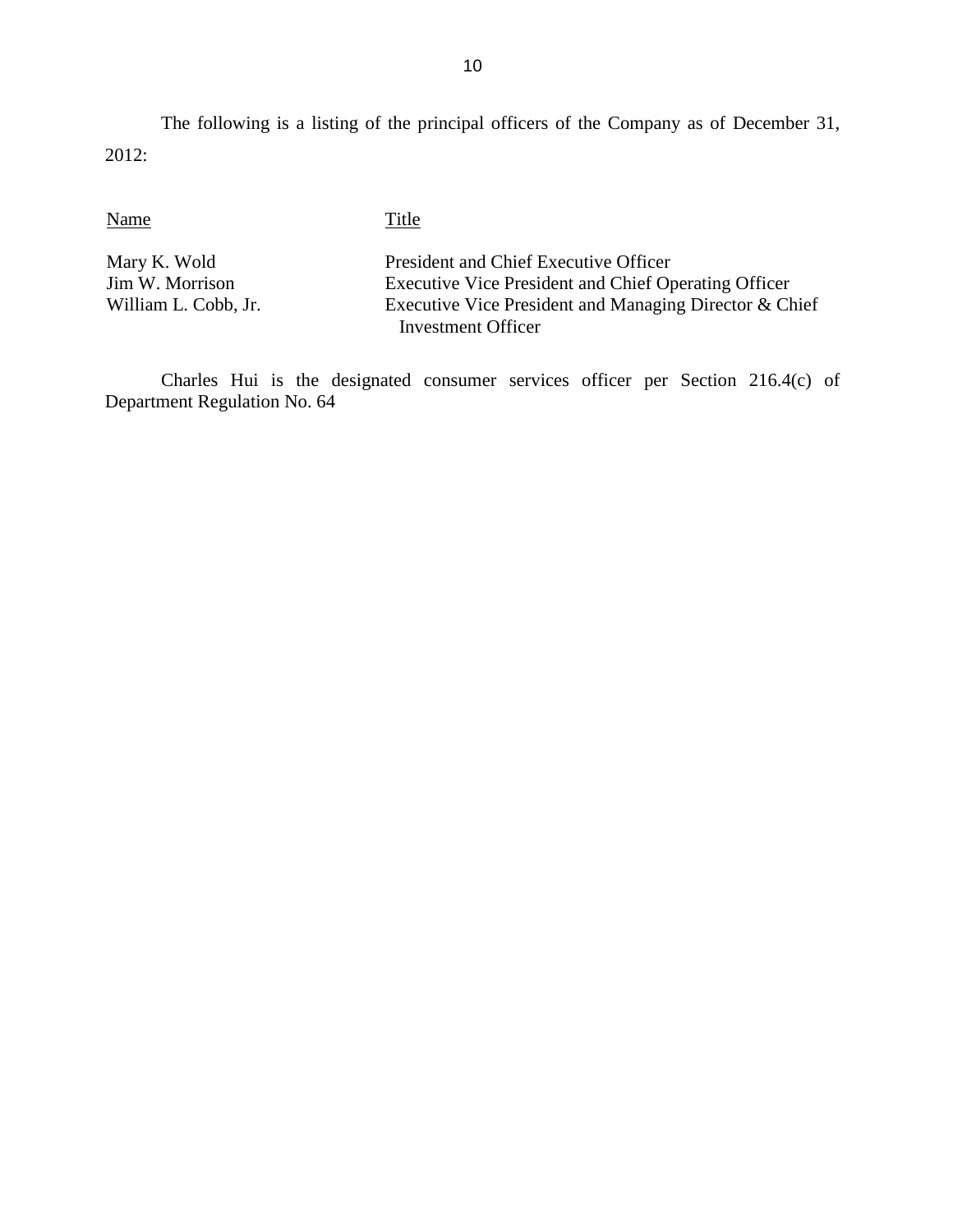The following is a listing of the principal officers of the Company as of December 31, 2012:

| Name | Title |
|---|---|
| Mary K. Wold | President and Chief Executive Officer |
| Jim W. Morrison | Executive Vice President and Chief Operating Officer |
| William L. Cobb, Jr. | Executive Vice President and Managing Director & Chief Investment Officer |

Charles Hui is the designated consumer services officer per Section 216.4(c) of Department Regulation No. 64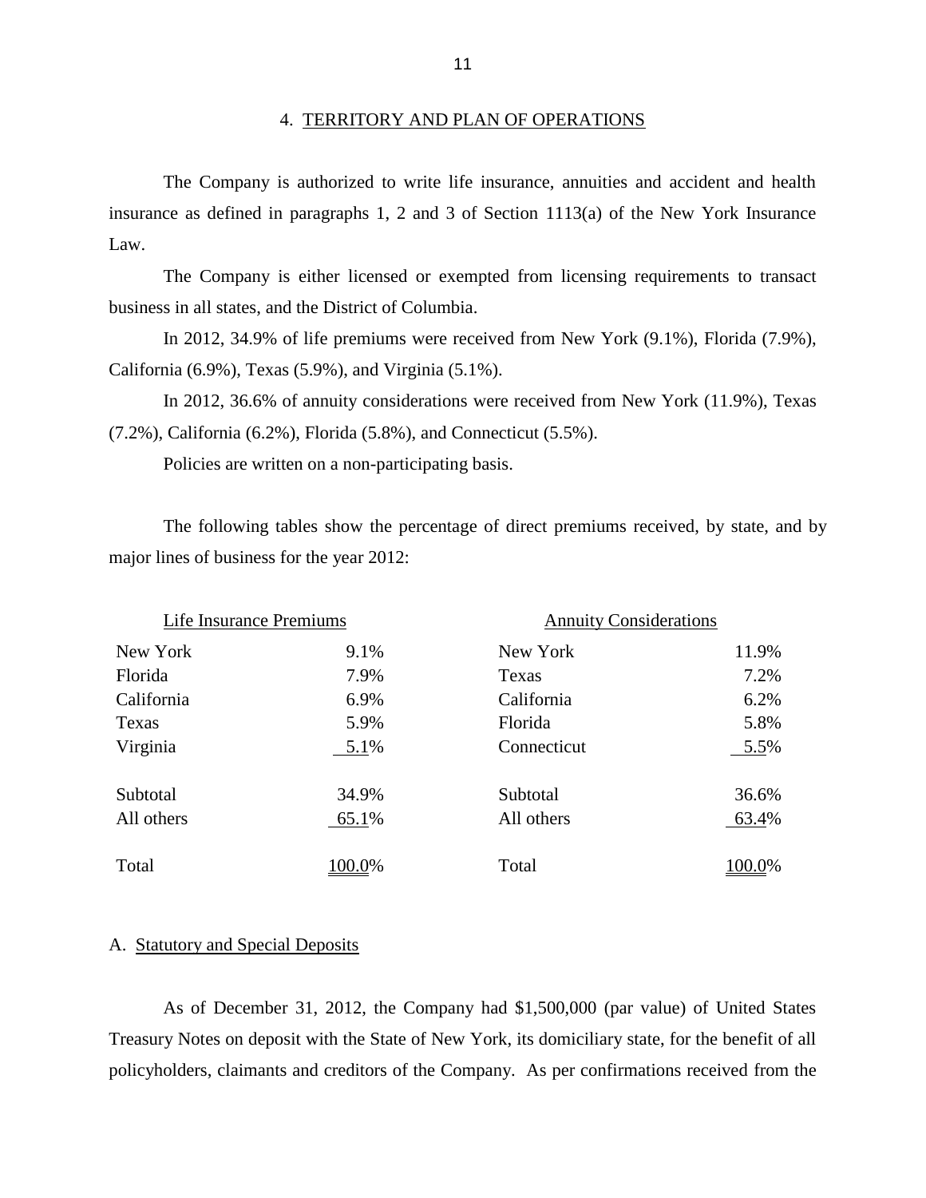## 4. TERRITORY AND PLAN OF OPERATIONS

The Company is authorized to write life insurance, annuities and accident and health insurance as defined in paragraphs 1, 2 and 3 of Section 1113(a) of the New York Insurance Law.

The Company is either licensed or exempted from licensing requirements to transact business in all states, and the District of Columbia.

In 2012, 34.9% of life premiums were received from New York (9.1%), Florida (7.9%), California (6.9%), Texas (5.9%), and Virginia (5.1%).

In 2012, 36.6% of annuity considerations were received from New York (11.9%), Texas (7.2%), California (6.2%), Florida (5.8%), and Connecticut (5.5%).

Policies are written on a non-participating basis.

The following tables show the percentage of direct premiums received, by state, and by major lines of business for the year 2012:

| Life Insurance Premiums | | Annuity Considerations | |
|---|---|---|---|
| New York | 9.1% | New York | 11.9% |
| Florida | 7.9% | Texas | 7.2% |
| California | 6.9% | California | 6.2% |
| Texas | 5.9% | Florida | 5.8% |
| Virginia | 5.1% | Connecticut | 5.5% |
| Subtotal | 34.9% | Subtotal | 36.6% |
| All others | 65.1% | All others | 63.4% |
| Total | 100.0% | Total | 100.0% |

### A. Statutory and Special Deposits

As of December 31, 2012, the Company had $1,500,000 (par value) of United States Treasury Notes on deposit with the State of New York, its domiciliary state, for the benefit of all policyholders, claimants and creditors of the Company. As per confirmations received from the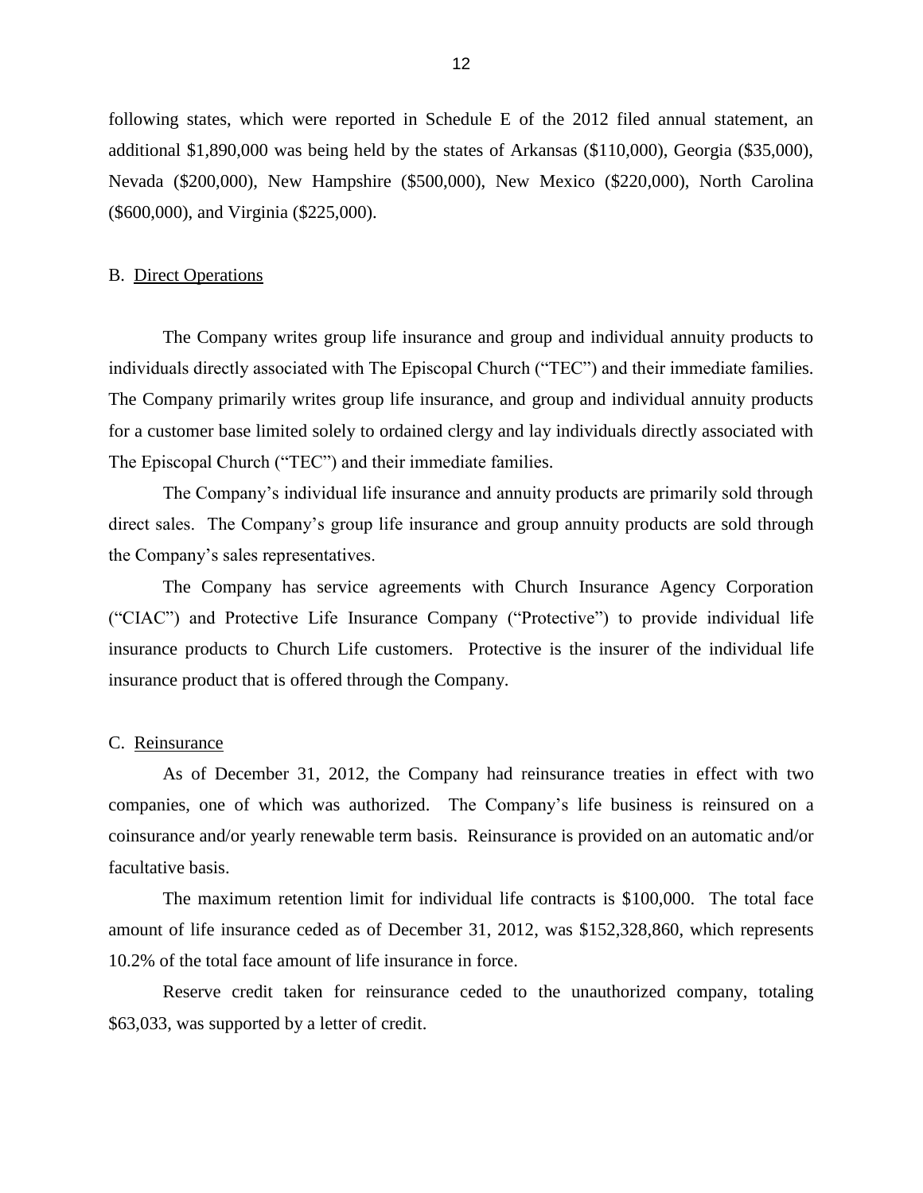following states, which were reported in Schedule E of the 2012 filed annual statement, an additional $1,890,000 was being held by the states of Arkansas ($110,000), Georgia ($35,000), Nevada ($200,000), New Hampshire ($500,000), New Mexico ($220,000), North Carolina ($600,000), and Virginia ($225,000).

## B. Direct Operations

The Company writes group life insurance and group and individual annuity products to individuals directly associated with The Episcopal Church ("TEC") and their immediate families. The Company primarily writes group life insurance, and group and individual annuity products for a customer base limited solely to ordained clergy and lay individuals directly associated with The Episcopal Church ("TEC") and their immediate families.

The Company's individual life insurance and annuity products are primarily sold through direct sales. The Company's group life insurance and group annuity products are sold through the Company's sales representatives.

The Company has service agreements with Church Insurance Agency Corporation ("CIAC") and Protective Life Insurance Company ("Protective") to provide individual life insurance products to Church Life customers. Protective is the insurer of the individual life insurance product that is offered through the Company.

## C. Reinsurance

As of December 31, 2012, the Company had reinsurance treaties in effect with two companies, one of which was authorized. The Company's life business is reinsured on a coinsurance and/or yearly renewable term basis. Reinsurance is provided on an automatic and/or facultative basis.

The maximum retention limit for individual life contracts is $100,000. The total face amount of life insurance ceded as of December 31, 2012, was $152,328,860, which represents 10.2% of the total face amount of life insurance in force.

Reserve credit taken for reinsurance ceded to the unauthorized company, totaling $63,033, was supported by a letter of credit.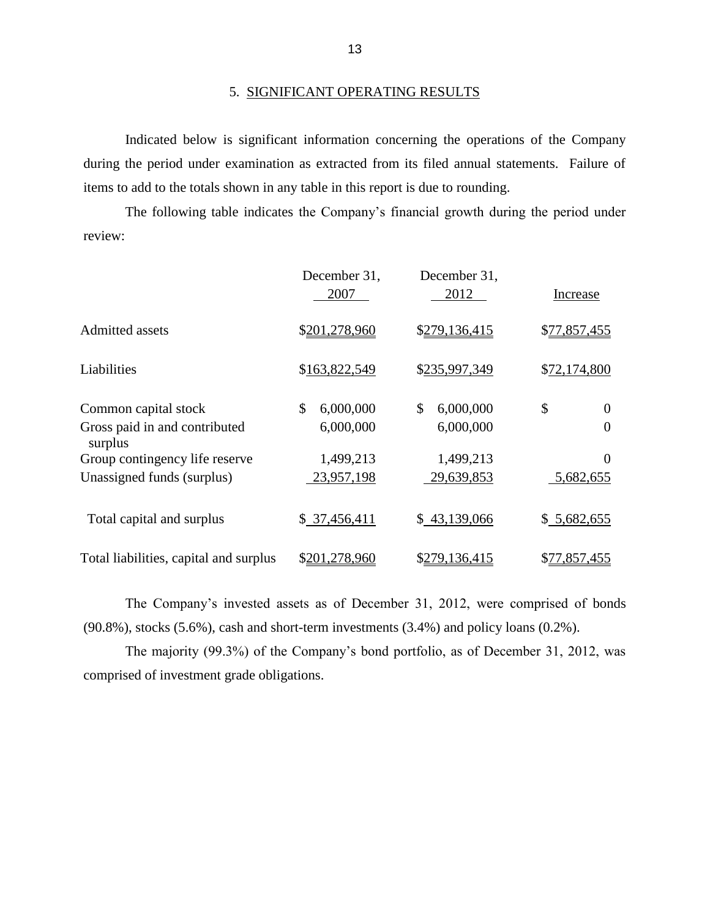## 5. SIGNIFICANT OPERATING RESULTS

Indicated below is significant information concerning the operations of the Company during the period under examination as extracted from its filed annual statements. Failure of items to add to the totals shown in any table in this report is due to rounding.

The following table indicates the Company's financial growth during the period under review:

| | December 31, 2007 | December 31, 2012 | Increase |
|---|---|---|---|
| Admitted assets | $201,278,960 | $279,136,415 | $77,857,455 |
| Liabilities | $163,822,549 | $235,997,349 | $72,174,800 |
| Common capital stock | $ 6,000,000 | $ 6,000,000 | $ 0 |
| Gross paid in and contributed surplus | 6,000,000 | 6,000,000 | 0 |
| Group contingency life reserve | 1,499,213 | 1,499,213 | 0 |
| Unassigned funds (surplus) | 23,957,198 | 29,639,853 | 5,682,655 |
| Total capital and surplus | $ 37,456,411 | $ 43,139,066 | $ 5,682,655 |
| Total liabilities, capital and surplus | $201,278,960 | $279,136,415 | $77,857,455 |

The Company's invested assets as of December 31, 2012, were comprised of bonds (90.8%), stocks (5.6%), cash and short-term investments (3.4%) and policy loans (0.2%).

The majority (99.3%) of the Company's bond portfolio, as of December 31, 2012, was comprised of investment grade obligations.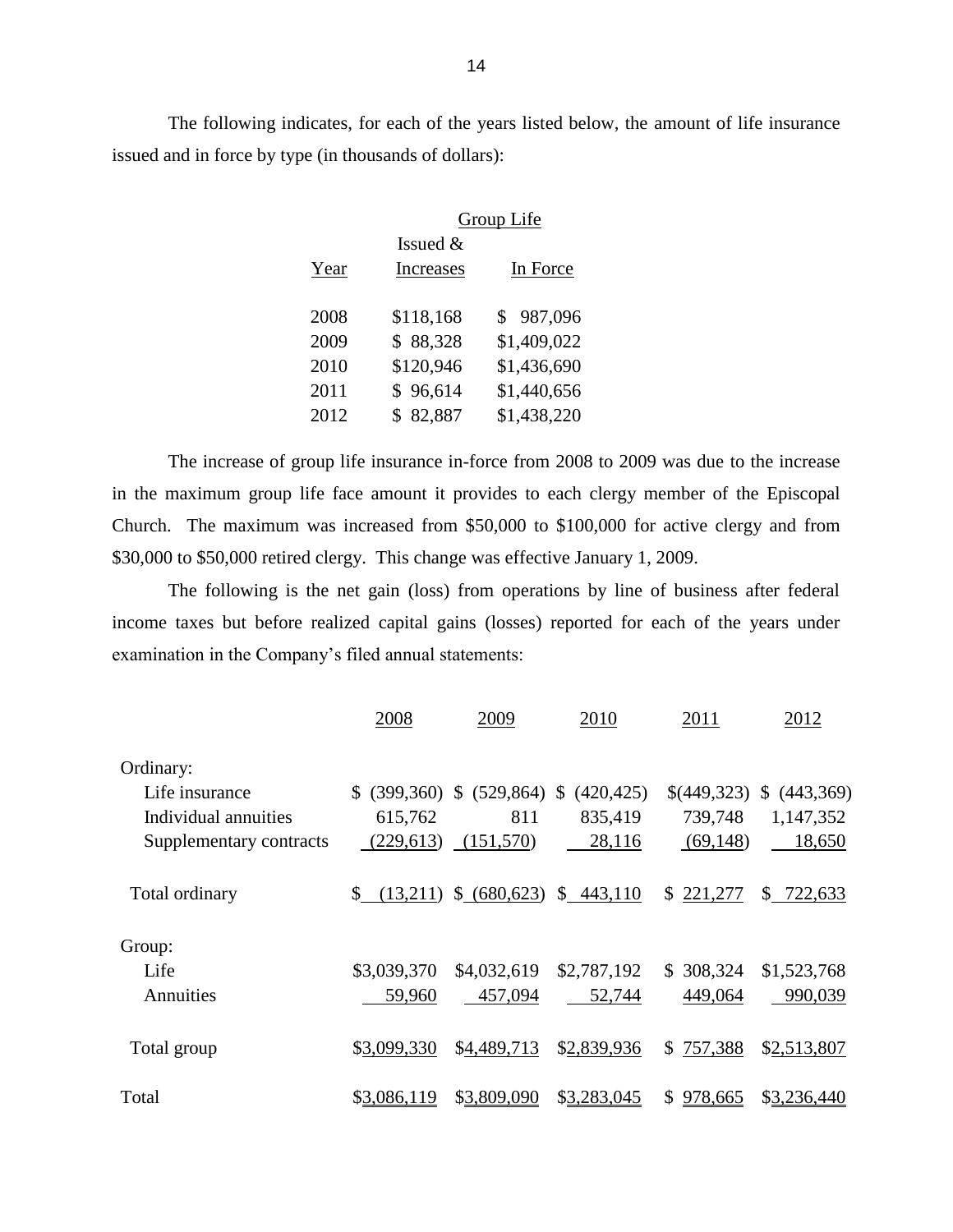The following indicates, for each of the years listed below, the amount of life insurance issued and in force by type (in thousands of dollars):

| | Group Life | |
|---|---|---|
| Year | Issued & Increases | In Force |
| 2008 | $118,168 | $ 987,096 |
| 2009 | $ 88,328 | $1,409,022 |
| 2010 | $120,946 | $1,436,690 |
| 2011 | $ 96,614 | $1,440,656 |
| 2012 | $ 82,887 | $1,438,220 |

The increase of group life insurance in-force from 2008 to 2009 was due to the increase in the maximum group life face amount it provides to each clergy member of the Episcopal Church. The maximum was increased from $50,000 to $100,000 for active clergy and from $30,000 to $50,000 retired clergy. This change was effective January 1, 2009.

The following is the net gain (loss) from operations by line of business after federal income taxes but before realized capital gains (losses) reported for each of the years under examination in the Company's filed annual statements:

| | 2008 | 2009 | 2010 | 2011 | 2012 |
|---|---|---|---|---|---|
| Ordinary: | | | | | |
| Life insurance | $ (399,360) | $ (529,864) | $ (420,425) | $(449,323) | $ (443,369) |
| Individual annuities | 615,762 | 811 | 835,419 | 739,748 | 1,147,352 |
| Supplementary contracts | (229,613) | (151,570) | 28,116 | (69,148) | 18,650 |
| Total ordinary | $ (13,211) | $ (680,623) | $ 443,110 | $ 221,277 | $ 722,633 |
| Group: | | | | | |
| Life | $3,039,370 | $4,032,619 | $2,787,192 | $ 308,324 | $1,523,768 |
| Annuities | 59,960 | 457,094 | 52,744 | 449,064 | 990,039 |
| Total group | $3,099,330 | $4,489,713 | $2,839,936 | $ 757,388 | $2,513,807 |
| Total | $3,086,119 | $3,809,090 | $3,283,045 | $ 978,665 | $3,236,440 |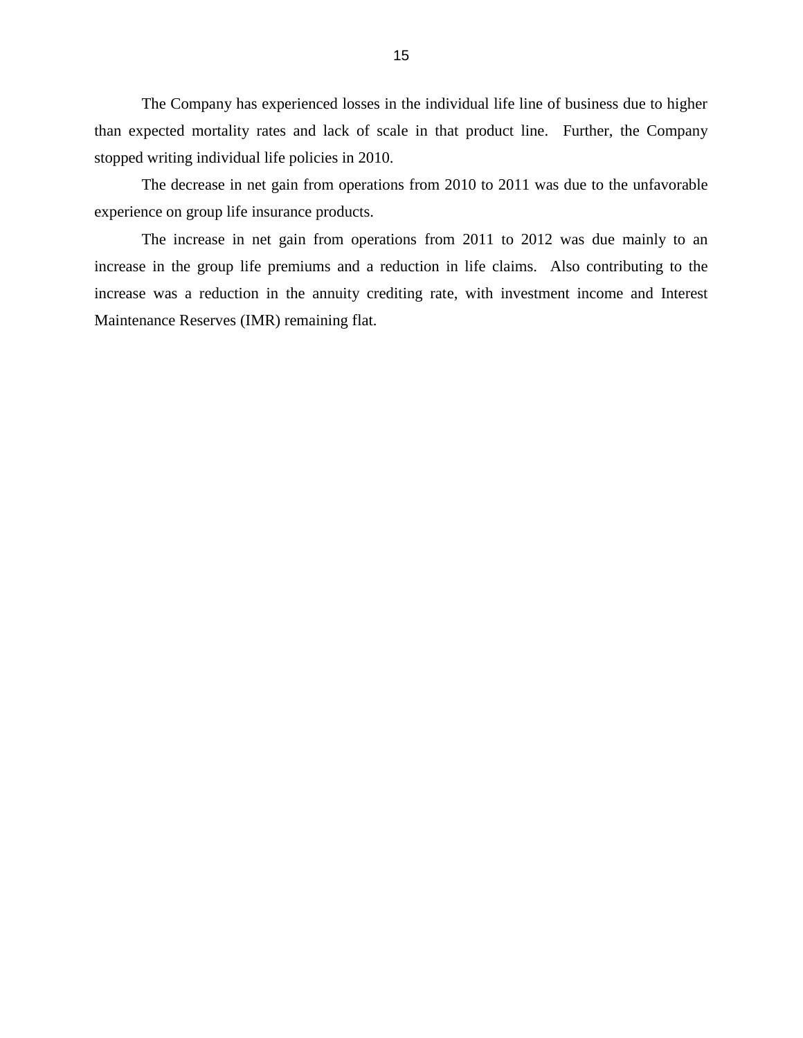The Company has experienced losses in the individual life line of business due to higher than expected mortality rates and lack of scale in that product line. Further, the Company stopped writing individual life policies in 2010.

The decrease in net gain from operations from 2010 to 2011 was due to the unfavorable experience on group life insurance products.

The increase in net gain from operations from 2011 to 2012 was due mainly to an increase in the group life premiums and a reduction in life claims. Also contributing to the increase was a reduction in the annuity crediting rate, with investment income and Interest Maintenance Reserves (IMR) remaining flat.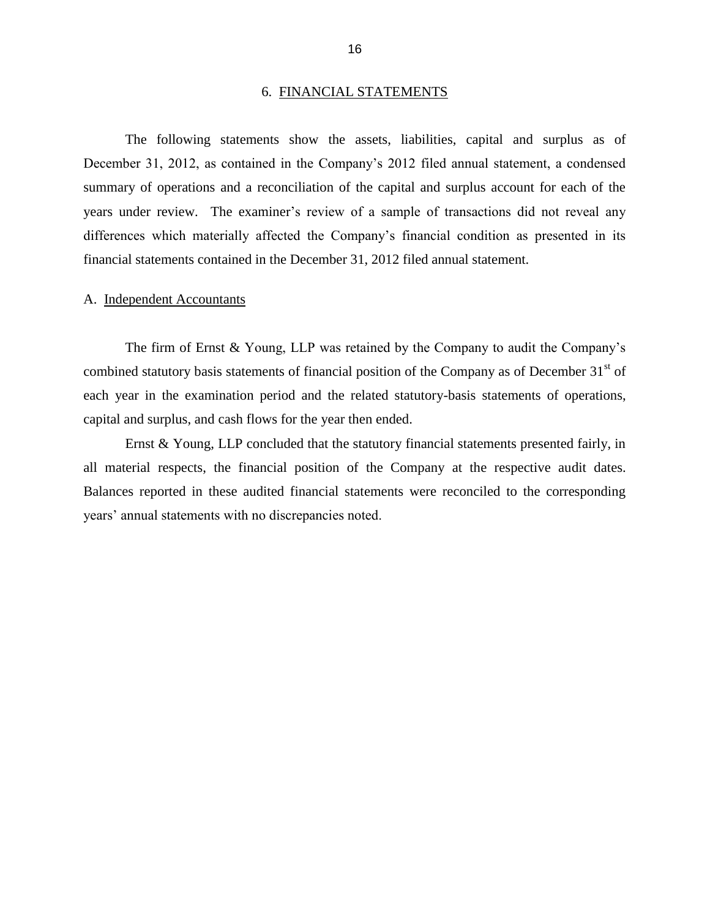## 6. FINANCIAL STATEMENTS

The following statements show the assets, liabilities, capital and surplus as of December 31, 2012, as contained in the Company's 2012 filed annual statement, a condensed summary of operations and a reconciliation of the capital and surplus account for each of the years under review. The examiner's review of a sample of transactions did not reveal any differences which materially affected the Company's financial condition as presented in its financial statements contained in the December 31, 2012 filed annual statement.

### A. Independent Accountants

The firm of Ernst & Young, LLP was retained by the Company to audit the Company's combined statutory basis statements of financial position of the Company as of December 31st of each year in the examination period and the related statutory-basis statements of operations, capital and surplus, and cash flows for the year then ended.

Ernst & Young, LLP concluded that the statutory financial statements presented fairly, in all material respects, the financial position of the Company at the respective audit dates. Balances reported in these audited financial statements were reconciled to the corresponding years' annual statements with no discrepancies noted.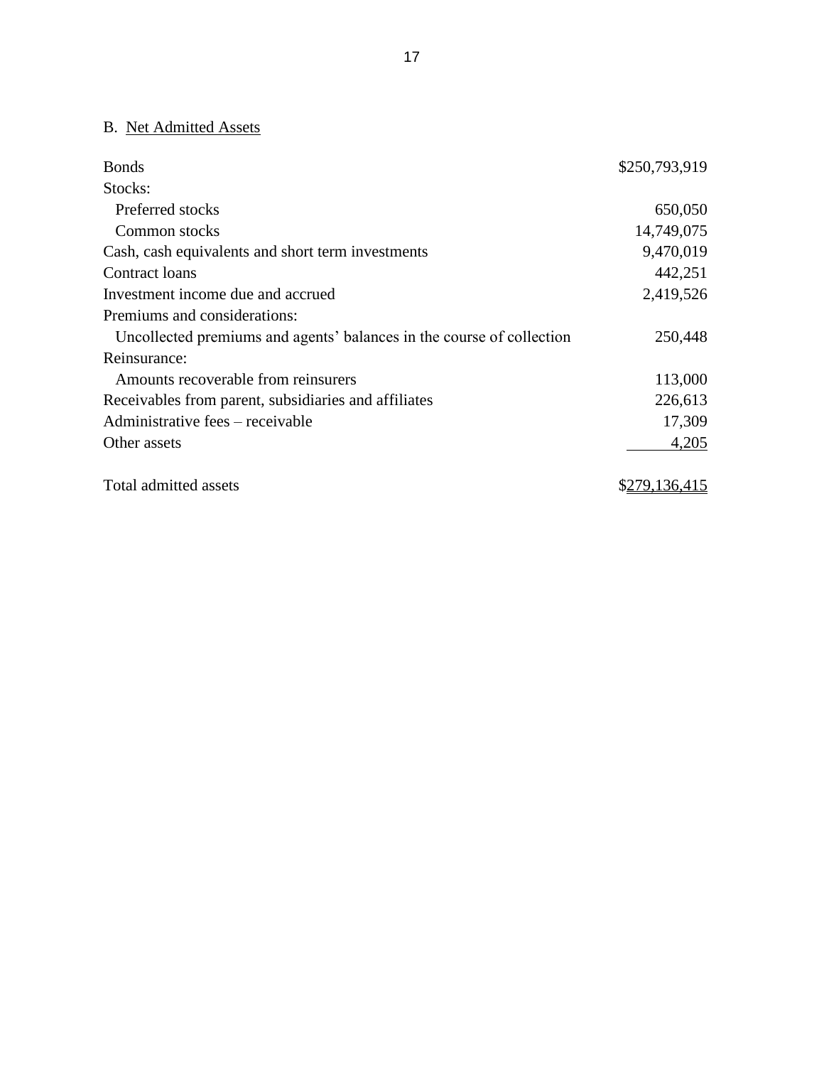## B. Net Admitted Assets

| | |
|---|---|
| Bonds | $250,793,919 |
| Stocks: | |
| Preferred stocks | 650,050 |
| Common stocks | 14,749,075 |
| Cash, cash equivalents and short term investments | 9,470,019 |
| Contract loans | 442,251 |
| Investment income due and accrued | 2,419,526 |
| Premiums and considerations: | |
| Uncollected premiums and agents' balances in the course of collection | 250,448 |
| Reinsurance: | |
| Amounts recoverable from reinsurers | 113,000 |
| Receivables from parent, subsidiaries and affiliates | 226,613 |
| Administrative fees – receivable | 17,309 |
| Other assets | 4,205 |
| Total admitted assets | $279,136,415 |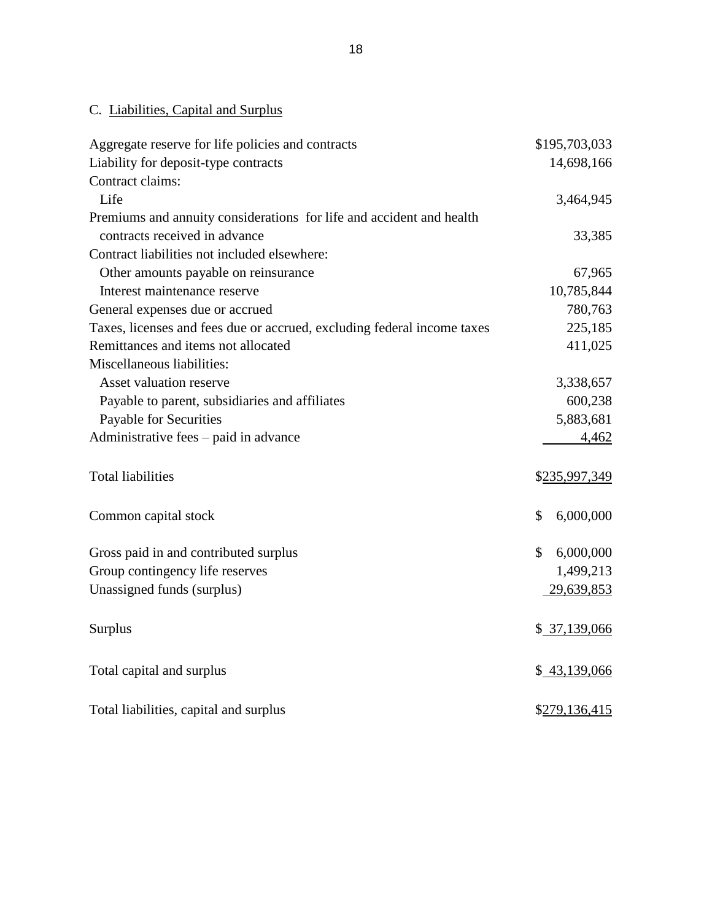C. Liabilities, Capital and Surplus

| | |
|---|---|
| Aggregate reserve for life policies and contracts | $195,703,033 |
| Liability for deposit-type contracts | 14,698,166 |
| Contract claims: | |
| Life | 3,464,945 |
| Premiums and annuity considerations for life and accident and health contracts received in advance | 33,385 |
| Contract liabilities not included elsewhere: | |
| Other amounts payable on reinsurance | 67,965 |
| Interest maintenance reserve | 10,785,844 |
| General expenses due or accrued | 780,763 |
| Taxes, licenses and fees due or accrued, excluding federal income taxes | 225,185 |
| Remittances and items not allocated | 411,025 |
| Miscellaneous liabilities: | |
| Asset valuation reserve | 3,338,657 |
| Payable to parent, subsidiaries and affiliates | 600,238 |
| Payable for Securities | 5,883,681 |
| Administrative fees – paid in advance | 4,462 |
| Total liabilities | $235,997,349 |
| Common capital stock | $ 6,000,000 |
| Gross paid in and contributed surplus | $ 6,000,000 |
| Group contingency life reserves | 1,499,213 |
| Unassigned funds (surplus) | 29,639,853 |
| Surplus | $ 37,139,066 |
| Total capital and surplus | $ 43,139,066 |
| Total liabilities, capital and surplus | $279,136,415 |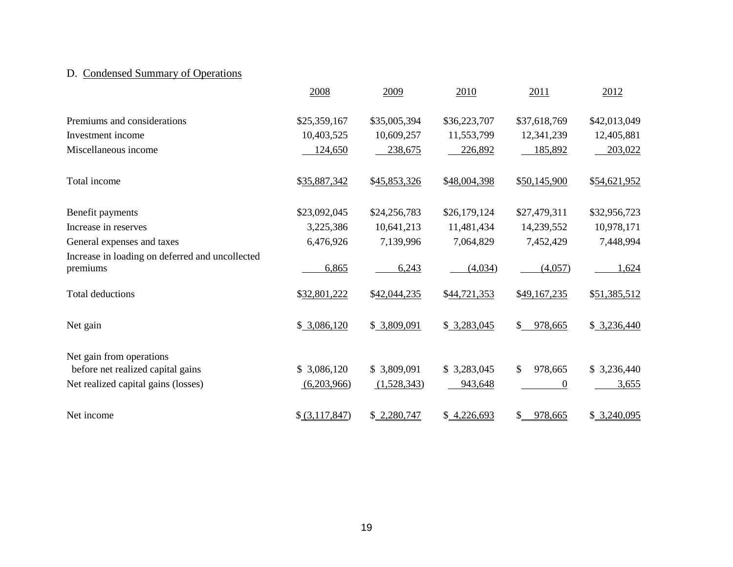D. Condensed Summary of Operations

| | 2008 | 2009 | 2010 | 2011 | 2012 |
|---|---|---|---|---|---|
| Premiums and considerations | $25,359,167 | $35,005,394 | $36,223,707 | $37,618,769 | $42,013,049 |
| Investment income | 10,403,525 | 10,609,257 | 11,553,799 | 12,341,239 | 12,405,881 |
| Miscellaneous income | 124,650 | 238,675 | 226,892 | 185,892 | 203,022 |
| Total income | $35,887,342 | $45,853,326 | $48,004,398 | $50,145,900 | $54,621,952 |
| Benefit payments | $23,092,045 | $24,256,783 | $26,179,124 | $27,479,311 | $32,956,723 |
| Increase in reserves | 3,225,386 | 10,641,213 | 11,481,434 | 14,239,552 | 10,978,171 |
| General expenses and taxes | 6,476,926 | 7,139,996 | 7,064,829 | 7,452,429 | 7,448,994 |
| Increase in loading on deferred and uncollected premiums | 6,865 | 6,243 | (4,034) | (4,057) | 1,624 |
| Total deductions | $32,801,222 | $42,044,235 | $44,721,353 | $49,167,235 | $51,385,512 |
| Net gain | $ 3,086,120 | $ 3,809,091 | $ 3,283,045 | $ 978,665 | $ 3,236,440 |
| Net gain from operations before net realized capital gains | $ 3,086,120 | $ 3,809,091 | $ 3,283,045 | $ 978,665 | $ 3,236,440 |
| Net realized capital gains (losses) | (6,203,966) | (1,528,343) | 943,648 | 0 | 3,655 |
| Net income | $ (3,117,847) | $ 2,280,747 | $ 4,226,693 | $ 978,665 | $ 3,240,095 |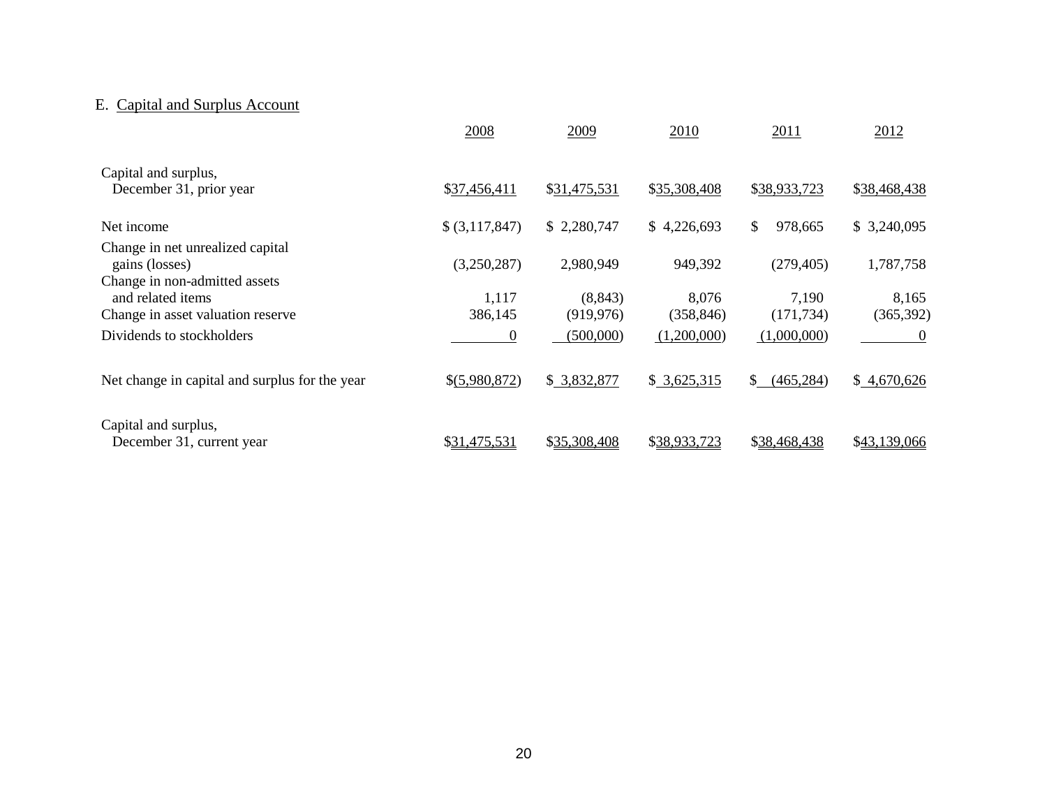E. Capital and Surplus Account

| | 2008 | 2009 | 2010 | 2011 | 2012 |
|---|---|---|---|---|---|
| Capital and surplus, December 31, prior year | $37,456,411 | $31,475,531 | $35,308,408 | $38,933,723 | $38,468,438 |
| Net income | $ (3,117,847) | $ 2,280,747 | $ 4,226,693 | $ 978,665 | $ 3,240,095 |
| Change in net unrealized capital gains (losses) | (3,250,287) | 2,980,949 | 949,392 | (279,405) | 1,787,758 |
| Change in non-admitted assets and related items | 1,117 | (8,843) | 8,076 | 7,190 | 8,165 |
| Change in asset valuation reserve | 386,145 | (919,976) | (358,846) | (171,734) | (365,392) |
| Dividends to stockholders | 0 | (500,000) | (1,200,000) | (1,000,000) | 0 |
| Net change in capital and surplus for the year | $(5,980,872) | $ 3,832,877 | $ 3,625,315 | $ (465,284) | $ 4,670,626 |
| Capital and surplus, December 31, current year | $31,475,531 | $35,308,408 | $38,933,723 | $38,468,438 | $43,139,066 |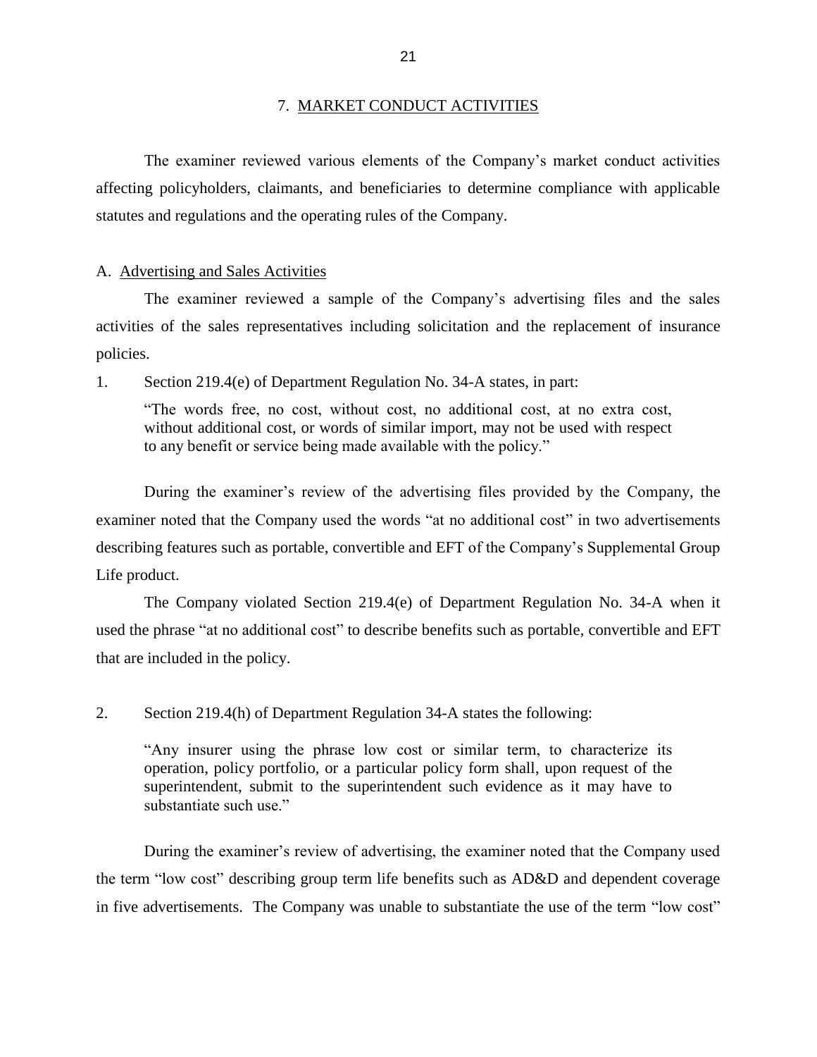## 7. MARKET CONDUCT ACTIVITIES

The examiner reviewed various elements of the Company's market conduct activities affecting policyholders, claimants, and beneficiaries to determine compliance with applicable statutes and regulations and the operating rules of the Company.

### A. Advertising and Sales Activities

The examiner reviewed a sample of the Company's advertising files and the sales activities of the sales representatives including solicitation and the replacement of insurance policies.

1. Section 219.4(e) of Department Regulation No. 34-A states, in part:

> "The words free, no cost, without cost, no additional cost, at no extra cost, without additional cost, or words of similar import, may not be used with respect to any benefit or service being made available with the policy."

During the examiner's review of the advertising files provided by the Company, the examiner noted that the Company used the words "at no additional cost" in two advertisements describing features such as portable, convertible and EFT of the Company's Supplemental Group Life product.

The Company violated Section 219.4(e) of Department Regulation No. 34-A when it used the phrase "at no additional cost" to describe benefits such as portable, convertible and EFT that are included in the policy.

2. Section 219.4(h) of Department Regulation 34-A states the following:

> "Any insurer using the phrase low cost or similar term, to characterize its operation, policy portfolio, or a particular policy form shall, upon request of the superintendent, submit to the superintendent such evidence as it may have to substantiate such use."

During the examiner's review of advertising, the examiner noted that the Company used the term "low cost" describing group term life benefits such as AD&D and dependent coverage in five advertisements. The Company was unable to substantiate the use of the term "low cost"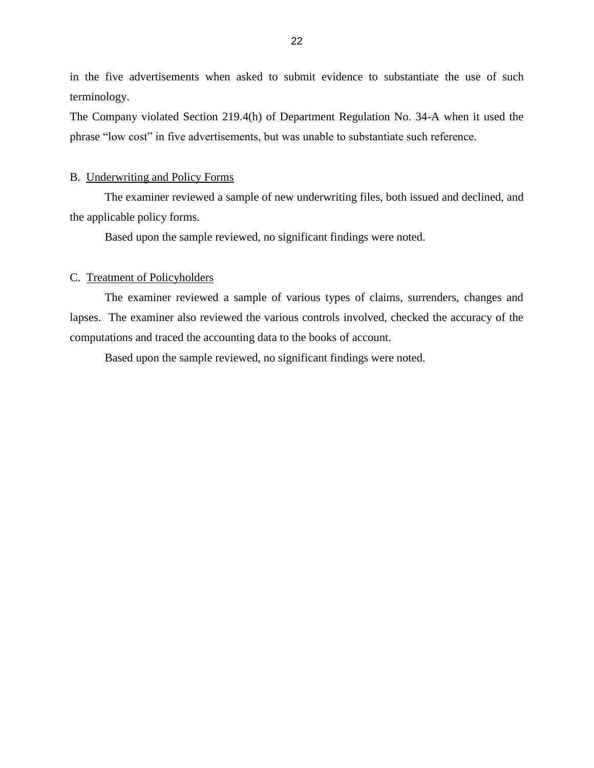in the five advertisements when asked to submit evidence to substantiate the use of such terminology.

The Company violated Section 219.4(h) of Department Regulation No. 34-A when it used the phrase "low cost" in five advertisements, but was unable to substantiate such reference.

B. Underwriting and Policy Forms

The examiner reviewed a sample of new underwriting files, both issued and declined, and the applicable policy forms.

Based upon the sample reviewed, no significant findings were noted.

C. Treatment of Policyholders

The examiner reviewed a sample of various types of claims, surrenders, changes and lapses. The examiner also reviewed the various controls involved, checked the accuracy of the computations and traced the accounting data to the books of account.

Based upon the sample reviewed, no significant findings were noted.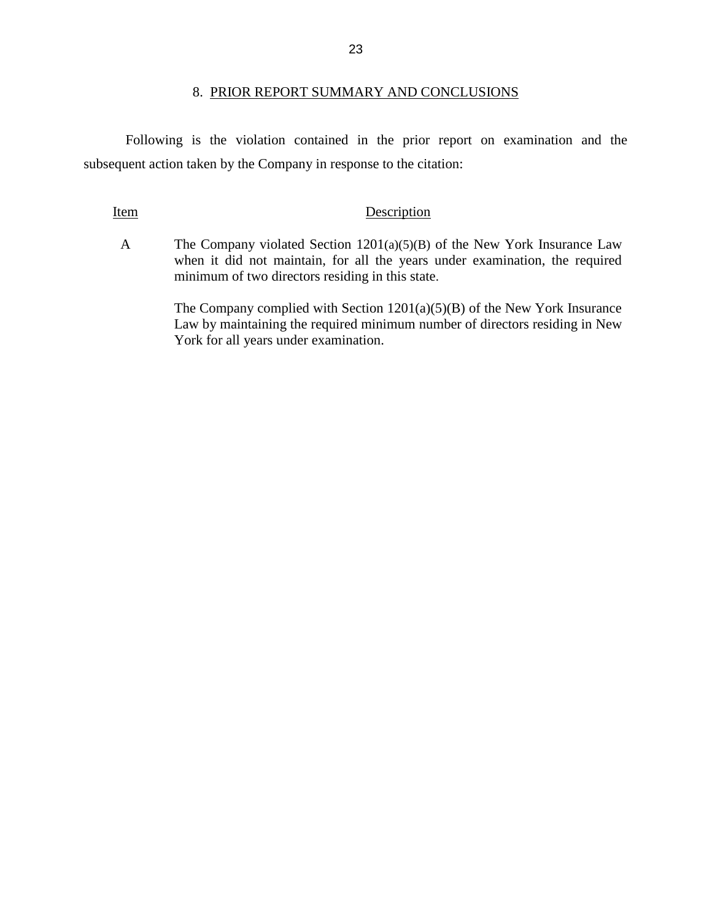## 8. PRIOR REPORT SUMMARY AND CONCLUSIONS

Following is the violation contained in the prior report on examination and the subsequent action taken by the Company in response to the citation:

| Item | Description |
|---|---|
| A | The Company violated Section 1201(a)(5)(B) of the New York Insurance Law when it did not maintain, for all the years under examination, the required minimum of two directors residing in this state.<br><br>The Company complied with Section 1201(a)(5)(B) of the New York Insurance Law by maintaining the required minimum number of directors residing in New York for all years under examination. |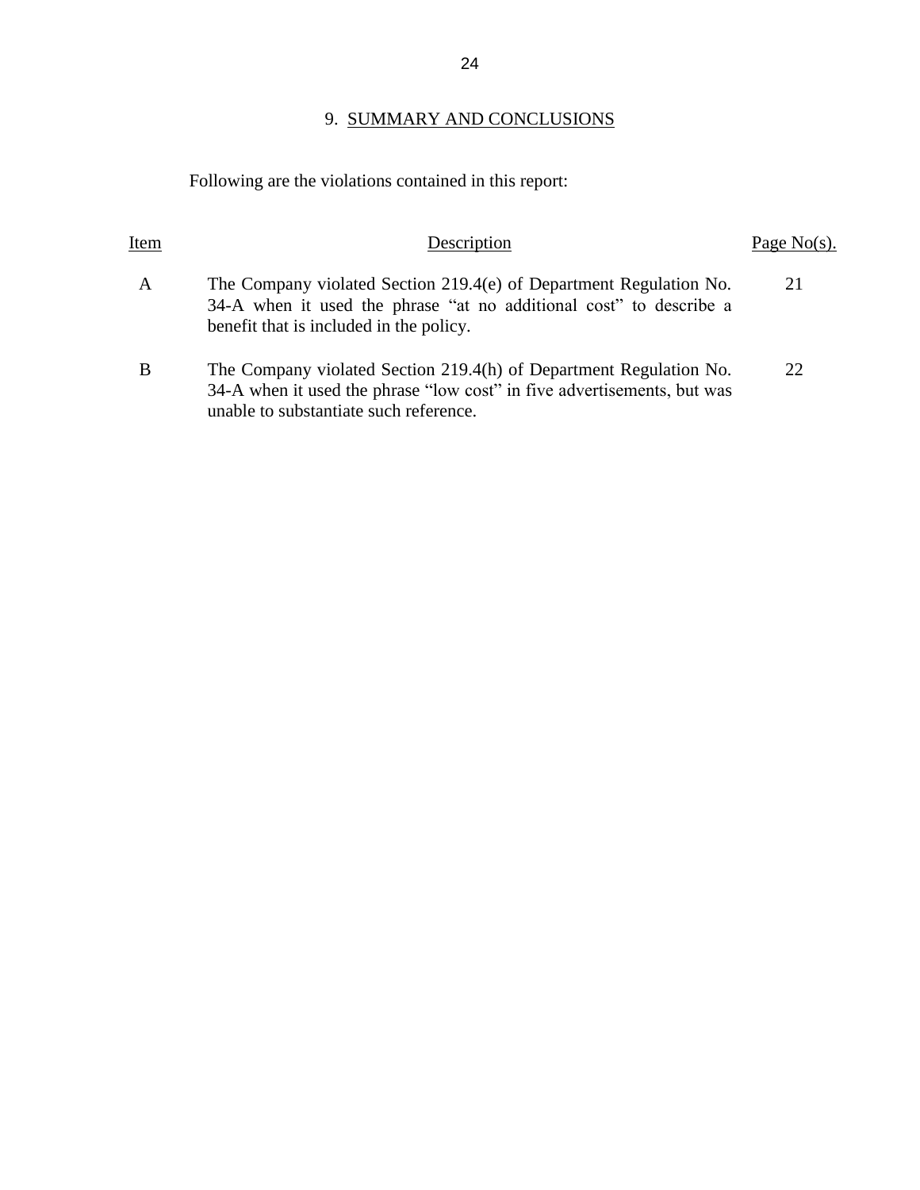## 9. SUMMARY AND CONCLUSIONS

Following are the violations contained in this report:

| Item | Description | Page No(s). |
|---|---|---|
| A | The Company violated Section 219.4(e) of Department Regulation No. 34-A when it used the phrase "at no additional cost" to describe a benefit that is included in the policy. | 21 |
| B | The Company violated Section 219.4(h) of Department Regulation No. 34-A when it used the phrase "low cost" in five advertisements, but was unable to substantiate such reference. | 22 |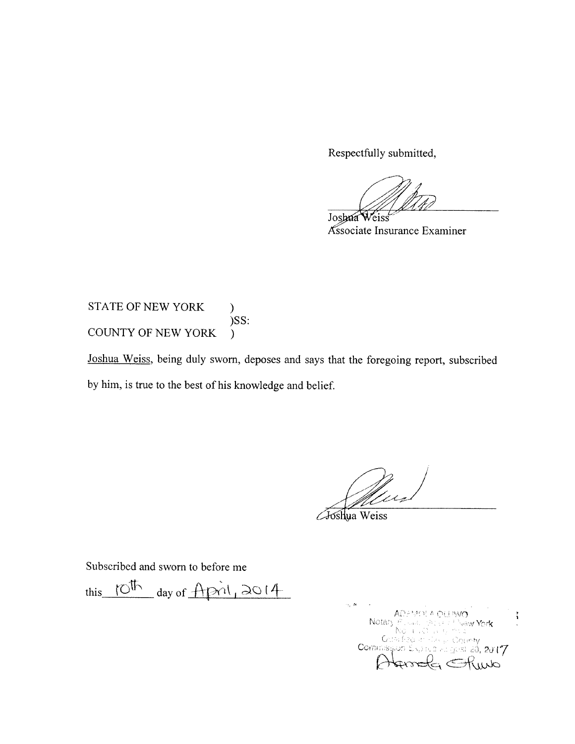Respectfully submitted,

Joshua Weiss
Associate Insurance Examiner

STATE OF NEW YORK )
)SS:
COUNTY OF NEW YORK )

Joshua Weiss, being duly sworn, deposes and says that the foregoing report, subscribed by him, is true to the best of his knowledge and belief.

Joshua Weiss

Subscribed and sworn to before me

this 10th day of April, 2014

ADAMOLA OLUWO
Notary Public, State of New York
Commission Expires August 20, 2017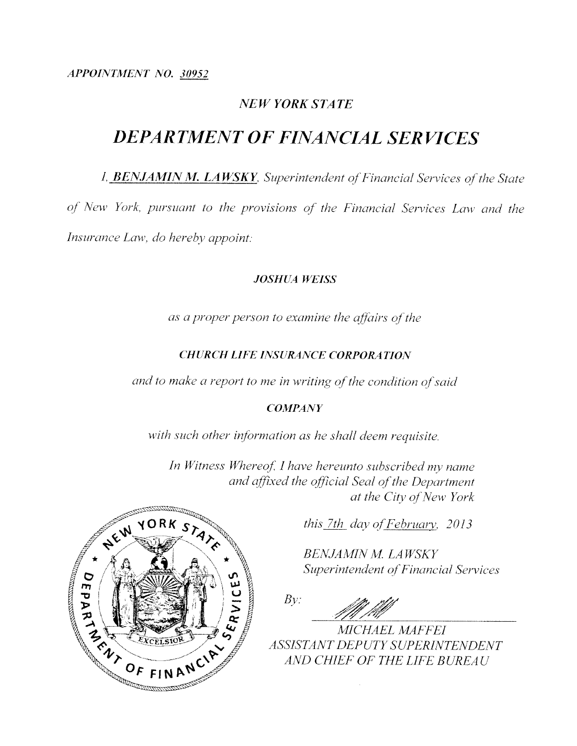*APPOINTMENT NO. 30952*

*NEW YORK STATE*

# *DEPARTMENT OF FINANCIAL SERVICES*

*I, BENJAMIN M. LAWSKY, Superintendent of Financial Services of the State of New York, pursuant to the provisions of the Financial Services Law and the Insurance Law, do hereby appoint:*

*JOSHUA WEISS*

*as a proper person to examine the affairs of the*

*CHURCH LIFE INSURANCE CORPORATION*

*and to make a report to me in writing of the condition of said*

*COMPANY*

*with such other information as he shall deem requisite.*

*In Witness Whereof, I have hereunto subscribed my name and affixed the official Seal of the Department at the City of New York*

*this 7th day of February, 2013*

*BENJAMIN M. LAWSKY*
*Superintendent of Financial Services*

*By:*

*MICHAEL MAFFEI*
*ASSISTANT DEPUTY SUPERINTENDENT AND CHIEF OF THE LIFE BUREAU*

NEW YORK STATE ★ DEPARTMENT OF FINANCIAL SERVICES ★ EXCELSIOR